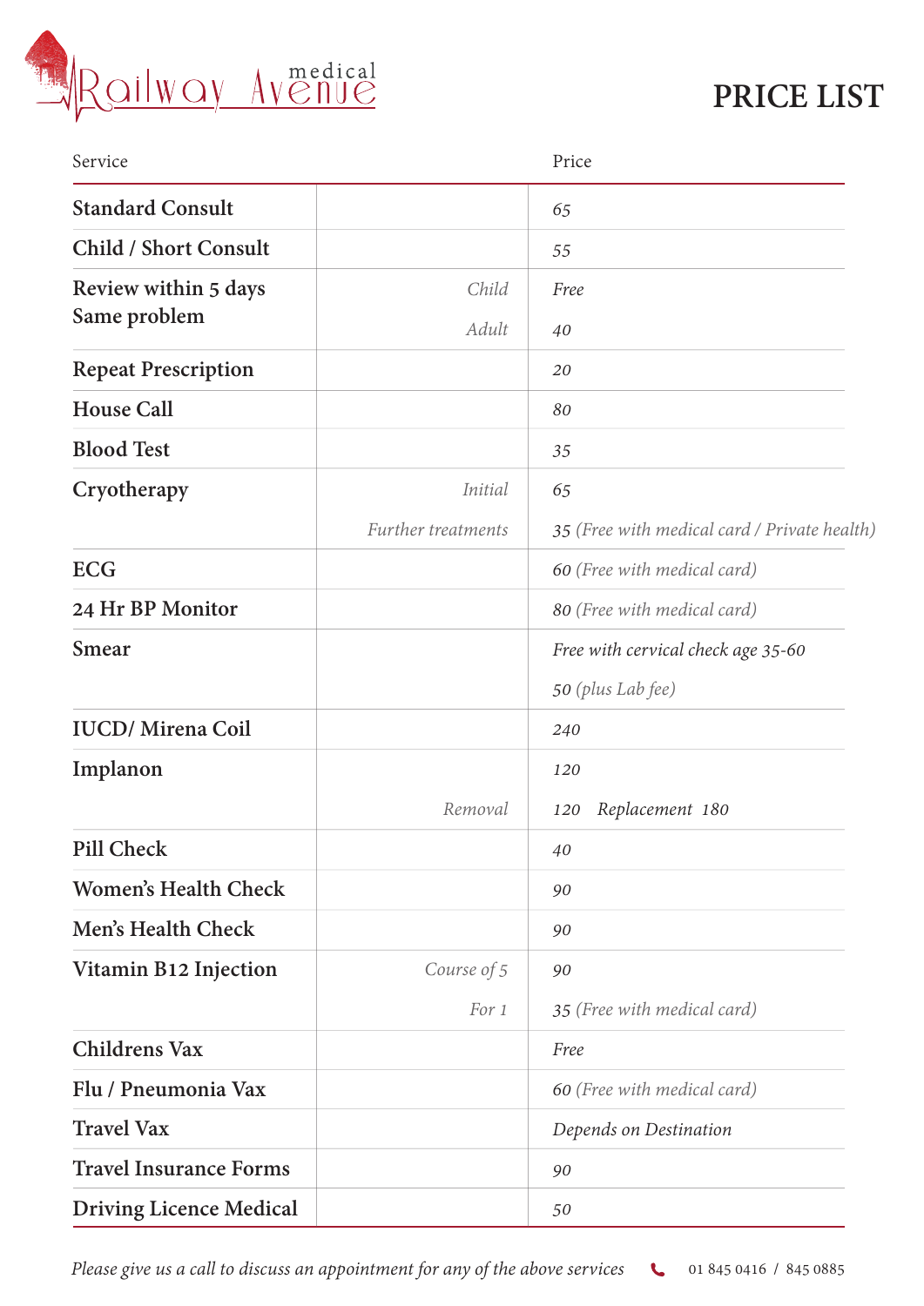Railway Avenue medical

# PRICE LIST

| Service | | Price |
|---|---|---|
| **Standard Consult** | | *65* |
| **Child / Short Consult** | | *55* |
| **Review within 5 days Same problem** | *Child* | *Free* |
| | *Adult* | *40* |
| **Repeat Prescription** | | *20* |
| **House Call** | | *80* |
| **Blood Test** | | *35* |
| **Cryotherapy** | *Initial* | *65* |
| | *Further treatments* | *35 (Free with medical card / Private health)* |
| **ECG** | | *60 (Free with medical card)* |
| **24 Hr BP Monitor** | | *80 (Free with medical card)* |
| **Smear** | | *Free with cervical check age 35-60* |
| | | *50 (plus Lab fee)* |
| **IUCD/ Mirena Coil** | | *240* |
| **Implanon** | | *120* |
| | *Removal* | *120 Replacement 180* |
| **Pill Check** | | *40* |
| **Women's Health Check** | | *90* |
| **Men's Health Check** | | *90* |
| **Vitamin B12 Injection** | *Course of 5* | *90* |
| | *For 1* | *35 (Free with medical card)* |
| **Childrens Vax** | | *Free* |
| **Flu / Pneumonia Vax** | | *60 (Free with medical card)* |
| **Travel Vax** | | *Depends on Destination* |
| **Travel Insurance Forms** | | *90* |
| **Driving Licence Medical** | | *50* |

*Please give us a call to discuss an appointment for any of the above services* 01 845 0416 / 845 0885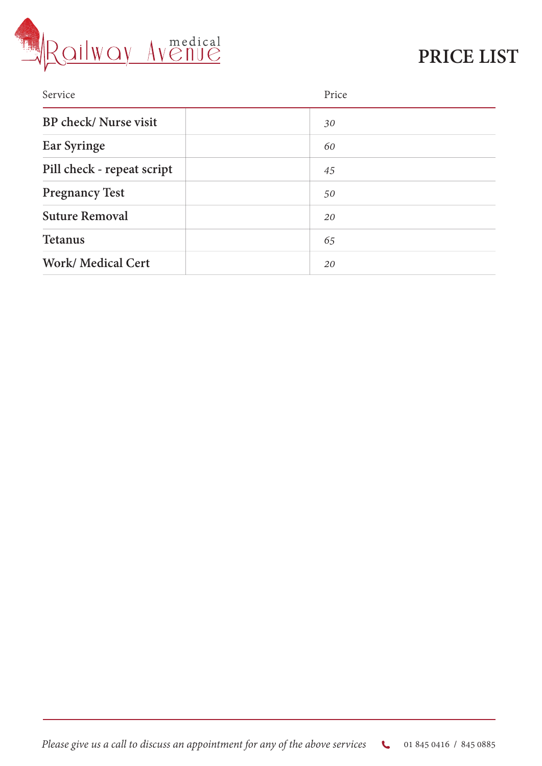# PRICE LIST

| Service | | Price |
|---|---|---|
| **BP check/ Nurse visit** | | *30* |
| **Ear Syringe** | | *60* |
| **Pill check - repeat script** | | *45* |
| **Pregnancy Test** | | *50* |
| **Suture Removal** | | *20* |
| **Tetanus** | | *65* |
| **Work/ Medical Cert** | | *20* |

*Please give us a call to discuss an appointment for any of the above services* 01 845 0416 / 845 0885